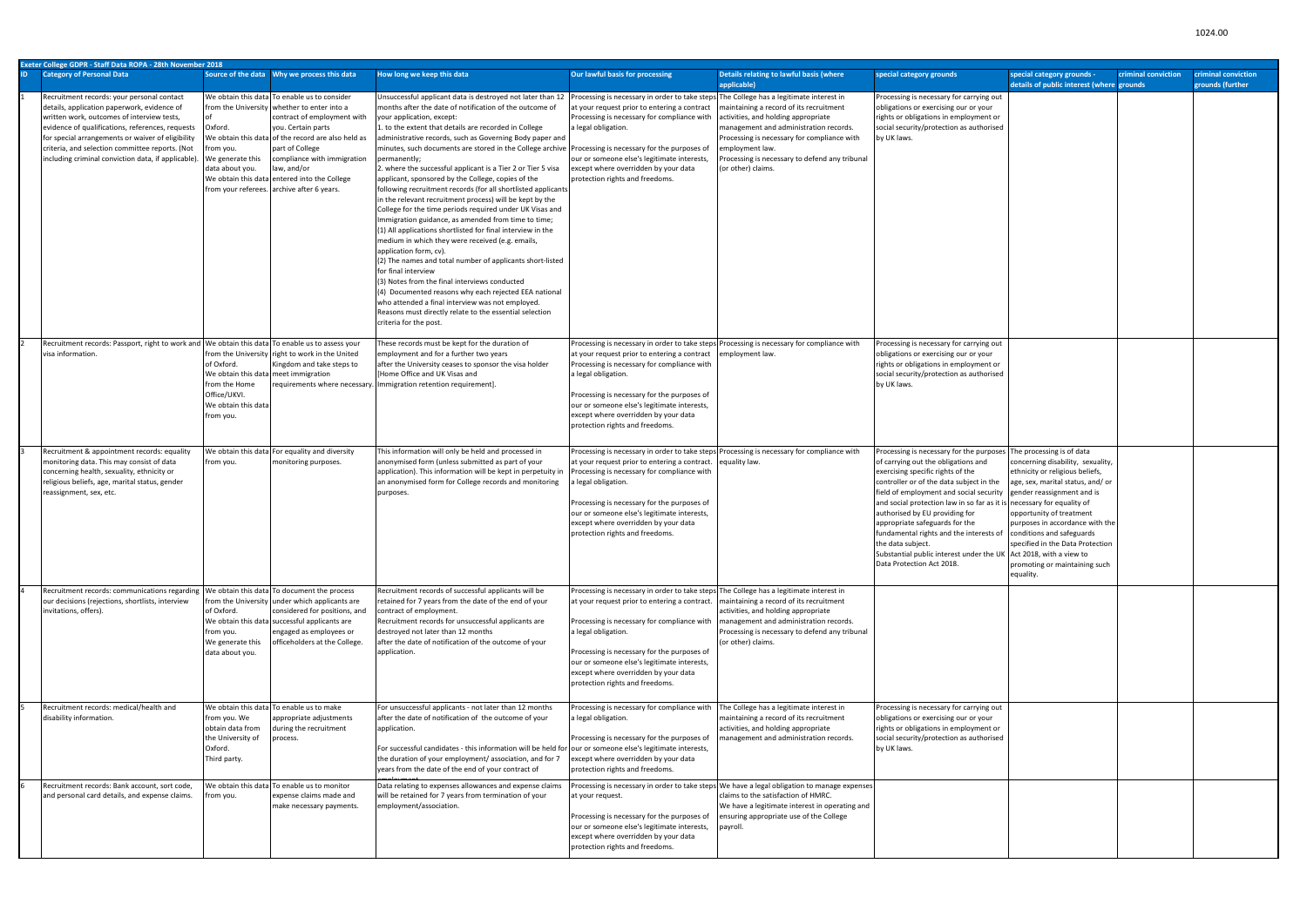Exeter College GDPR - Staff Data ROPA - 28th November 2018

| ID | Category of Personal Data | Source of the data | Why we process this data | How long we keep this data | Our lawful basis for processing | Details relating to lawful basis (where applicable) | special category grounds | special category grounds - details of public interest (where grounds | criminal conviction | criminal conviction grounds (further |
|---|---|---|---|---|---|---|---|---|---|---|
| 1 | Recruitment records: your personal contact details, application paperwork, evidence of written work, outcomes of interview tests, evidence of qualifications, references, requests for special arrangements or waiver of eligibility criteria, and selection committee reports. (Not including criminal conviction data, if applicable). | We obtain this data from the University of Oxford. We obtain this data from you. We generate this data about you. We obtain this data from your referees. | To enable us to consider whether to enter into a contract of employment with you. Certain parts of the record are also held as part of College compliance with immigration law, and/or entered into the College archive after 6 years. | Unsuccessful applicant data is destroyed not later than 12 months after the date of notification of the outcome of your application, except:<br>1. to the extent that details are recorded in College administrative records, such as Governing Body paper and minutes, such documents are stored in the College archive permanently;<br>2. where the successful applicant is a Tier 2 or Tier 5 visa applicant, sponsored by the College, copies of the following recruitment records (for all shortlisted applicants in the relevant recruitment process) will be kept by the College for the time periods required under UK Visas and Immigration guidance, as amended from time to time;<br>(1) All applications shortlisted for final interview in the medium in which they were received (e.g. emails, application form, cv).<br>(2) The names and total number of applicants short-listed for final interview<br>(3) Notes from the final interviews conducted<br>(4) Documented reasons why each rejected EEA national who attended a final interview was not employed. Reasons must directly relate to the essential selection criteria for the post. | Processing is necessary in order to take steps at your request prior to entering a contract<br>Processing is necessary for compliance with a legal obligation.<br><br>Processing is necessary for the purposes of our or someone else's legitimate interests, except where overridden by your data protection rights and freedoms. | The College has a legitimate interest in maintaining a record of its recruitment activities, and holding appropriate management and administration records.<br>Processing is necessary for compliance with employment law.<br>Processing is necessary to defend any tribunal (or other) claims. | Processing is necessary for carrying out obligations or exercising our or your rights or obligations in employment or social security/protection as authorised by UK laws. | | | |
| 2 | Recruitment records: Passport, right to work and visa information. | We obtain this data from the University of Oxford.<br>We obtain this data from the Home Office/UKVI.<br>We obtain this data from you. | To enable us to assess your right to work in the United Kingdom and take steps to meet immigration requirements where necessary. | These records must be kept for the duration of employment and for a further two years after the University ceases to sponsor the visa holder (Home Office and UK Visas and Immigration retention requirement). | Processing is necessary in order to take steps at your request prior to entering a contract<br>Processing is necessary for compliance with a legal obligation.<br><br>Processing is necessary for the purposes of our or someone else's legitimate interests, except where overridden by your data protection rights and freedoms. | Processing is necessary for compliance with employment law. | Processing is necessary for carrying out obligations or exercising our or your rights or obligations in employment or social security/protection as authorised by UK laws. | | | |
| 3 | Recruitment & appointment records: equality monitoring data. This may consist of data concerning health, sexuality, ethnicity or religious beliefs, age, marital status, gender reassignment, sex, etc. | We obtain this data from you. | For equality and diversity monitoring purposes. | This information will only be held and processed in anonymised form (unless submitted as part of your application). This information will be kept in perpetuity in an anonymised form for College records and monitoring purposes. | Processing is necessary in order to take steps at your request prior to entering a contract.<br>Processing is necessary for compliance with a legal obligation.<br><br>Processing is necessary for the purposes of our or someone else's legitimate interests, except where overridden by your data protection rights and freedoms. | Processing is necessary for compliance with equality law. | Processing is necessary for the purposes of carrying out the obligations and exercising specific rights of the controller or of the data subject in the field of employment and social security and social protection law in so far as it is authorised by EU providing for appropriate safeguards for the fundamental rights and the interests of the data subject.<br>Substantial public interest under the UK Data Protection Act 2018. | The processing is of data concerning disability, sexuality, ethnicity or religious beliefs, age, sex, marital status, and/ or gender reassignment and is necessary for equality of opportunity of treatment purposes in accordance with the conditions and safeguards specified in the Data Protection Act 2018, with a view to promoting or maintaining such equality. | | |
| 4 | Recruitment records: communications regarding our decisions (rejections, shortlists, interview invitations, offers). | We obtain this data from the University of Oxford.<br>We obtain this data from you.<br>We generate this data about you. | To document the process under which applicants are considered for positions, and successful applicants are engaged as employees or officeholders at the College. | Recruitment records of successful applicants will be retained for 7 years from the date of the end of your contract of employment.<br>Recruitment records for unsuccessful applicants are destroyed not later than 12 months after the date of notification of the outcome of your application. | Processing is necessary in order to take steps at your request prior to entering a contract.<br><br>Processing is necessary for compliance with a legal obligation.<br><br>Processing is necessary for the purposes of our or someone else's legitimate interests, except where overridden by your data protection rights and freedoms. | The College has a legitimate interest in maintaining a record of its recruitment activities, and holding appropriate management and administration records.<br>Processing is necessary to defend any tribunal (or other) claims. | | | | |
| 5 | Recruitment records: medical/health and disability information. | We obtain this data from you. We obtain data from the University of Oxford.<br>Third party. | To enable us to make appropriate adjustments during the recruitment process. | For unsuccessful applicants - not later than 12 months after the date of notification of the outcome of your application.<br><br>For successful candidates - this information will be held for the duration of your employment/ association, and for 7 years from the date of the end of your contract of employment. | Processing is necessary for compliance with a legal obligation.<br><br>Processing is necessary for the purposes of our or someone else's legitimate interests, except where overridden by your data protection rights and freedoms. | The College has a legitimate interest in maintaining a record of its recruitment activities, and holding appropriate management and administration records. | Processing is necessary for carrying out obligations or exercising our or your rights or obligations in employment or social security/protection as authorised by UK laws. | | | |
| 6 | Recruitment records: Bank account, sort code, and personal card details, and expense claims. | We obtain this data from you. | To enable us to monitor expense claims made and make necessary payments. | Data relating to expenses allowances and expense claims will be retained for 7 years from termination of your employment/association. | Processing is necessary in order to take steps at your request.<br><br>Processing is necessary for the purposes of our or someone else's legitimate interests, except where overridden by your data protection rights and freedoms. | We have a legal obligation to manage expenses claims to the satisfaction of HMRC.<br>We have a legitimate interest in operating and ensuring appropriate use of the College payroll. | | | | |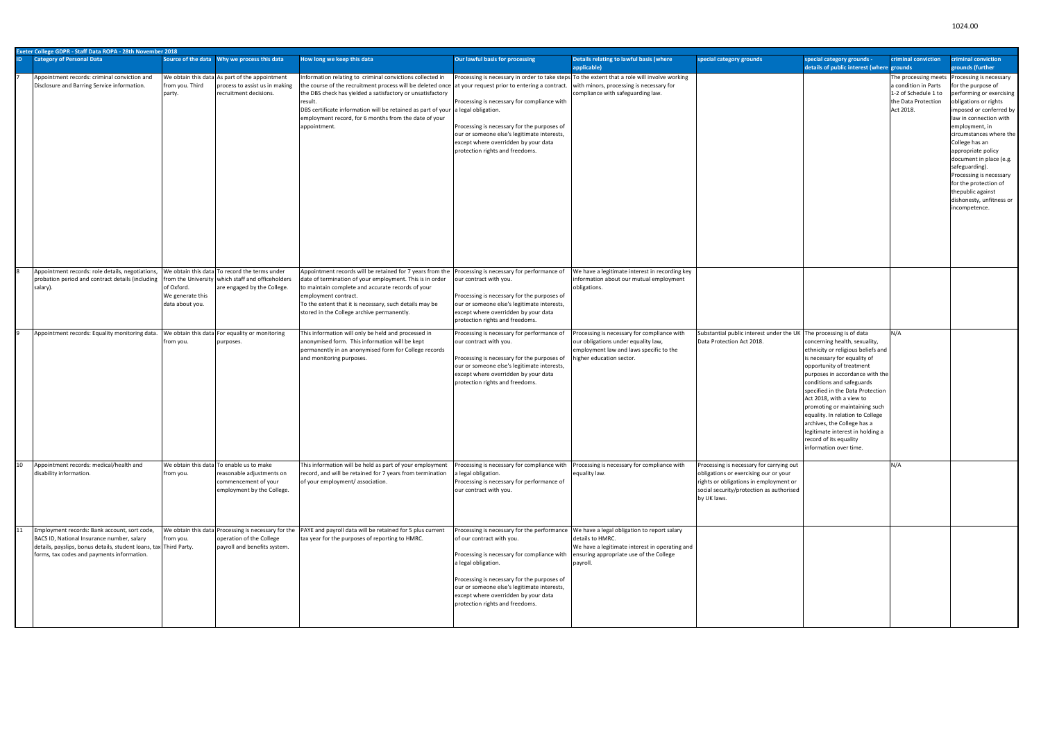| Exeter College GDPR - Staff Data ROPA - 28th November 2018 | | | | | | | | | | |
|---|---|---|---|---|---|---|---|---|---|---|
| ID | Category of Personal Data | Source of the data | Why we process this data | How long we keep this data | Our lawful basis for processing | Details relating to lawful basis (where applicable) | special category grounds | special category grounds - details of public interest (where | criminal conviction grounds | criminal conviction grounds (further |
| 7 | Appointment records: criminal conviction and Disclosure and Barring Service information. | We obtain this data from you. Third party. | As part of the appointment process to assist us in making recruitment decisions. | Information relating to criminal convictions collected in the course of the recruitment process will be deleted once the DBS check has yielded a satisfactory or unsatisfactory result.<br>DBS certificate information will be retained as part of your employment record, for 6 months from the date of your appointment. | Processing is necessary in order to take steps at your request prior to entering a contract.<br><br>Processing is necessary for compliance with a legal obligation.<br><br>Processing is necessary for the purposes of our or someone else's legitimate interests, except where overridden by your data protection rights and freedoms. | To the extent that a role will involve working with minors, processing is necessary for compliance with safeguarding law. | | | The processing meets a condition in Parts 1-2 of Schedule 1 to the Data Protection Act 2018. | Processing is necessary for the purpose of performing or exercising obligations or rights imposed or conferred by law in connection with employment, in circumstances where the College has an appropriate policy document in place (e.g. safeguarding).<br>Processing is necessary for the protection of thepublic against dishonesty, unfitness or incompetence. |
| 8 | Appointment records: role details, negotiations, probation period and contract details (including salary). | We obtain this data from the University of Oxford.<br>We generate this data about you. | To record the terms under which staff and officeholders are engaged by the College. | Appointment records will be retained for 7 years from the date of termination of your employment. This is in order to maintain complete and accurate records of your employment contract.<br>To the extent that it is necessary, such details may be stored in the College archive permanently. | Processing is necessary for performance of our contract with you.<br><br>Processing is necessary for the purposes of our or someone else's legitimate interests, except where overridden by your data protection rights and freedoms. | We have a legitimate interest in recording key information about our mutual employment obligations. | | | | |
| 9 | Appointment records: Equality monitoring data. | We obtain this data from you. | For equality or monitoring purposes. | This information will only be held and processed in anonymised form. This information will be kept permanently in an anonymised form for College records and monitoring purposes. | Processing is necessary for performance of our contract with you.<br><br>Processing is necessary for the purposes of our or someone else's legitimate interests, except where overridden by your data protection rights and freedoms. | Processing is necessary for compliance with our obligations under equality law, employment law and laws specific to the higher education sector. | Substantial public interest under the UK Data Protection Act 2018. | The processing is of data concerning health, sexuality, ethnicity or religious beliefs and is necessary for equality of opportunity of treatment purposes in accordance with the conditions and safeguards specified in the Data Protection Act 2018, with a view to promoting or maintaining such equality. In relation to College archives, the College has a legitimate interest in holding a record of its equality information over time. | N/A | |
| 10 | Appointment records: medical/health and disability information. | We obtain this data from you. | To enable us to make reasonable adjustments on commencement of your employment by the College. | This information will be held as part of your employment record, and will be retained for 7 years from termination of your employment/ association. | Processing is necessary for compliance with a legal obligation.<br>Processing is necessary for performance of our contract with you. | Processing is necessary for compliance with equality law. | Processing is necessary for carrying out obligations or exercising our or your rights or obligations in employment or social security/protection as authorised by UK laws. | | N/A | |
| 11 | Employment records: Bank account, sort code, BACS ID, National Insurance number, salary details, payslips, bonus details, student loans, tax forms, tax codes and payments information. | We obtain this data from you. Third Party. | Processing is necessary for the operation of the College payroll and benefits system. | PAYE and payroll data will be retained for 5 plus current tax year for the purposes of reporting to HMRC. | Processing is necessary for the performance of our contract with you.<br><br>Processing is necessary for compliance with a legal obligation.<br><br>Processing is necessary for the purposes of our or someone else's legitimate interests, except where overridden by your data protection rights and freedoms. | We have a legal obligation to report salary details to HMRC.<br>We have a legitimate interest in operating and ensuring appropriate use of the College payroll. | | | | |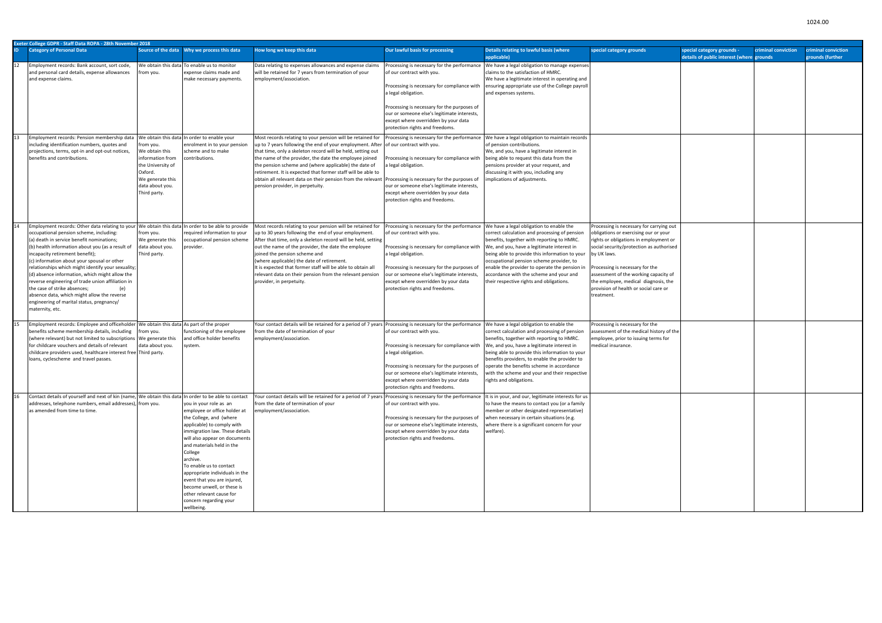**Exeter College GDPR - Staff Data ROPA - 28th November 2018**

| ID | Category of Personal Data | Source of the data | Why we process this data | How long we keep this data | Our lawful basis for processing | Details relating to lawful basis (where applicable) | special category grounds | special category grounds - details of public interest (where | criminal conviction grounds | criminal conviction grounds (further |
|---|---|---|---|---|---|---|---|---|---|---|
| 12 | Employment records: Bank account, sort code, and personal card details, expense allowances and expense claims. | We obtain this data from you. | To enable us to monitor expense claims made and make necessary payments. | Data relating to expenses allowances and expense claims will be retained for 7 years from termination of your employment/association. | Processing is necessary for the performance of our contract with you.<br><br>Processing is necessary for compliance with a legal obligation.<br><br>Processing is necessary for the purposes of our or someone else's legitimate interests, except where overridden by your data protection rights and freedoms. | We have a legal obligation to manage expenses claims to the satisfaction of HMRC.<br>We have a legitimate interest in operating and ensuring appropriate use of the College payroll and expenses systems. | | | | |
| 13 | Employment records: Pension membership data including identification numbers, quotes and projections, terms, opt-in and opt-out notices, benefits and contributions. | We obtain this data from you.<br>We obtain this information from the University of Oxford.<br>We generate this data about you.<br>Third party. | In order to enable your enrolment in to your pension scheme and to make contributions. | Most records relating to your pension will be retained for up to 7 years following the end of your employment. After that time, only a skeleton record will be held, setting out the name of the provider, the date the employee joined the pension scheme and (where applicable) the date of retirement. It is expected that former staff will be able to obtain all relevant data on their pension from the relevant pension provider, in perpetuity. | Processing is necessary for the performance of our contract with you.<br><br>Processing is necessary for compliance with a legal obligation.<br><br>Processing is necessary for the purposes of our or someone else's legitimate interests, except where overridden by your data protection rights and freedoms. | We have a legal obligation to maintain records of pension contributions.<br>We, and you, have a legitimate interest in being able to request this data from the pensions provider at your request, and discussing it with you, including any implications of adjustments. | | | | |
| 14 | Employment records: Other data relating to your occupational pension scheme, including:<br>(a) death in service benefit nominations;<br>(b) health information about you (as a result of incapacity retirement benefit);<br>(c) information about your spousal or other relationships which might identify your sexuality;<br>(d) absence information, which might allow the reverse engineering of trade union affiliation in the case of strike absences; (e) absence data, which might allow the reverse engineering of marital status, pregnancy/ maternity, etc. | We obtain this data from you.<br>We generate this data about you.<br>Third party. | In order to be able to provide required information to your occupational pension scheme provider. | Most records relating to your pension will be retained for up to 30 years following the end of your employment. After that time, only a skeleton record will be held, setting out the name of the provider, the date the employee joined the pension scheme and (where applicable) the date of retirement.<br>It is expected that former staff will be able to obtain all relevant data on their pension from the relevant pension provider, in perpetuity. | Processing is necessary for the performance of our contract with you.<br><br>Processing is necessary for compliance with a legal obligation.<br><br>Processing is necessary for the purposes of our or someone else's legitimate interests, except where overridden by your data protection rights and freedoms. | We have a legal obligation to enable the correct calculation and processing of pension benefits, together with reporting to HMRC.<br>We, and you, have a legitimate interest in being able to provide this information to your occupational pension scheme provider, to enable the provider to operate the pension in accordance with the scheme and your and their respective rights and obligations. | Processing is necessary for carrying out obligations or exercising our or your rights or obligations in employment or social security/protection as authorised by UK laws.<br><br>Processing is necessary for the assessment of the working capacity of the employee, medical diagnosis, the provision of health or social care or treatment. | | | |
| 15 | Employment records: Employee and officeholder benefits scheme membership details, including (where relevant) but not limited to subscriptions for childcare vouchers and details of relevant childcare providers used, healthcare interest free loans, cyclescheme and travel passes. | We obtain this data from you.<br>We generate this data about you.<br>Third party. | As part of the proper functioning of the employee and office holder benefits system. | Your contact details will be retained for a period of 7 years from the date of termination of your employment/association. | Processing is necessary for the performance of our contract with you.<br><br>Processing is necessary for compliance with a legal obligation.<br><br>Processing is necessary for the purposes of our or someone else's legitimate interests, except where overridden by your data protection rights and freedoms. | We have a legal obligation to enable the correct calculation and processing of pension benefits, together with reporting to HMRC.<br>We, and you, have a legitimate interest in being able to provide this information to your benefits providers, to enable the provider to operate the benefits scheme in accordance with the scheme and your and their respective rights and obligations. | Processing is necessary for the assessment of the medical history of the employee, prior to issuing terms for medical insurance. | | | |
| 16 | Contact details of yourself and next of kin (name, addresses, telephone numbers, email addresses), as amended from time to time. | We obtain this data from you. | In order to be able to contact you in your role as an employee or office holder at the College, and (where applicable) to comply with immigration law. These details will also appear on documents and materials held in the College archive.<br>To enable us to contact appropriate individuals in the event that you are injured, become unwell, or there is other relevant cause for concern regarding your wellbeing. | Your contact details will be retained for a period of 7 years from the date of termination of your employment/association. | Processing is necessary for the performance of our contract with you.<br><br>Processing is necessary for the purposes of our or someone else's legitimate interests, except where overridden by your data protection rights and freedoms. | It is in your, and our, legitimate interests for us to have the means to contact you (or a family member or other designated representative) when necessary in certain situations (e.g. where there is a significant concern for your welfare). | | | | |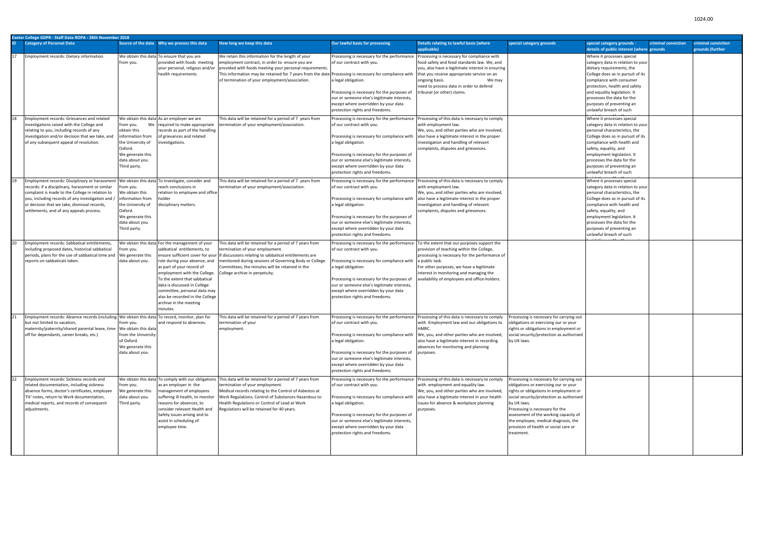| Exeter College GDPR - Staff Data ROPA - 28th November 2018 | | | | | | | | | | |
|---|---|---|---|---|---|---|---|---|---|---|
| **ID** | **Category of Personal Data** | **Source of the data** | **Why we process this data** | **How long we keep this data** | **Our lawful basis for processing** | **Details relating to lawful basis (where applicable)** | **special category grounds** | **special category grounds - details of public interest (where** | **criminal conviction grounds** | **criminal conviction grounds (further** |
| 17 | Employment records: Dietary information. | We obtain this data from you. | To ensure that you are provided with foods meeting your personal, religous and/or health requirements. | We retain this information for the length of your employment contract, in order to ensure you are provided with foods meeting your personal requirements. This information may be retained for 7 years from the date of termination of your employment/association. | Processing is necessary for the performance of our contract with you. Processing is necessary for compliance with a legal obligation. Processing is necessary for the purposes of our or someone else's legitimate interests, except where overridden by your data protection rights and freedoms. | Processing is necessary for compliance with food safety and food standards law. We, and you, also have a legitimate interest in ensuring that you receive appropriate service on an ongoing basis. We may need to process data in order to defend tribunal (or other) claims. | | Where it processes special category data in relation to your dietary requirements, the College does so in pursuit of its compliance with consumer protection, health and safety and equality legislation. It processes the data for the purposes of preventing an unlawful breach of such | | |
| 18 | Employment records: Grievances and related investigations raised with the College and relating to you, including records of any investigation and/or decision that we take, and of any subsequent appeal of resolution. | We obtain this data from you. We obtain this information from the University of Oxford. We generate this data about you. Third party. | As an employer we are required to make appropriate records as part of the handling of grievances and related investigations. | This data will be retained for a period of 7 years from termination of your employment/association. | Processing is necessary for the performance of our contract with you. Processing is necessary for compliance with a legal obligation. Processing is necessary for the purposes of our or someone else's legitimate interests, except where overridden by your data protection rights and freedoms. | Processing of this data is necessary to comply with employment law. We, you, and other parties who are involved, also have a legitimate interest in the proper investigation and handling of relevant complaints, disputes and grievances. | | Where it processes special category data in relation to your personal characteristics, the College does so in pursuit of its compliance with health and safety, equality, and employment legislation. It processes the data for the purposes of preventing an unlawful breach of such | | |
| 19 | Employment records: Disciplinary or harassment records: if a disciplinary, harassment or similar complaint is made to the College in relation to you, including records of any investigation and / or decision that we take, dismissal records, settlements, and of any appeals process. | We obtain this data from you. We obtain this information from the University of Oxford. We generate this data about you. Third party. | To investigate, consider and reach conclusions in relation to employee and office holder disciplinary matters. | This data will be retained for a period of 7 years from termination of your employment/association. | Processing is necessary for the performance of our contract with you. Processing is necessary for compliance with a legal obligation. Processing is necessary for the purposes of our or someone else's legitimate interests, except where overridden by your data protection rights and freedoms. | Processing of this data is necessary to comply with employment law. We, you, and other parties who are involved, also have a legitimate interest in the proper investigation and handling of relevant complaints, disputes and grievances. | | Where it processes special category data in relation to your personal characteristics, the College does so in pursuit of its compliance with health and safety, equality, and employment legislation. It processes the data for the purposes of preventing an unlawful breach of such | | |
| 20 | Employment records: Sabbatical entitlements, including proposed dates, historical sabbatical periods, plans for the use of sabbatical time and reports on sabbaticals taken. | We obtain this data from you. We generate this data about you. | For the management of your sabbatical entitlements, to ensure sufficient cover for your role during your absence, and as part of your record of employment with the College. To the extent that sabbatical data is discussed in College committee, personal data may also be recorded in the College archive in the meeting minutes. | This data will be retained for a period of 7 years from termination of your employment. If discussions relating to sabbatical entitlements are mentioned during sessions of Governing Body or College Committees, the minutes will be retained in the College archive in perpetuity. | Processing is necessary for the performance of our contract with you. Processing is necessary for compliance with a legal obligation. Processing is necessary for the purposes of our or someone else's legitimate interests, except where overridden by your data protection rights and freedoms. | To the extent that our purposes support the provision of teaching within the College, processing is necessary for the performance of a public task. For other purposes, we have a legitimate interest in monitoring and managing the availability of employees and office-holders. | | | | |
| 21 | Employment records: Absence records (including but not limited to vacation, maternity/paternity/shared parental leave, time off for dependants, career breaks, etc.) | We obtain this data from you. We obtain this data from the University of Oxford. We generate this data about you. | To record, monitor, plan for and respond to absences. | This data will be retained for a period of 7 years from termination of your employment. | Processing is necessary for the performance of our contract with you. Processing is necessary for compliance with a legal obligation. Processing is necessary for the purposes of our or someone else's legitimate interests, except where overridden by your data protection rights and freedoms. | Processing of this data is necessary to comply with Employment law and our obligations to HMRC. We, you, and other parties who are involved, also have a legitimate interest in recording absences for monitoring and planning purposes. | Processing is necessary for carrying out obligations or exercising our or your rights or obligations in employment or social security/protection as authorised by UK laws. | | | |
| 22 | Employment records: Sickness records and related documentation, including sickness absence forms, doctor's certificates, employee 'Fit' notes, return to Work documentation, medical reports, and records of consequent adjustments. | We obtain this data from you. We generate this data about you. Third party. | To comply with our obligations as an employer in the management of employees suffering ill health, to monitor reasons for absences, to consider relevant Health and Safety issues arising and to assist in scheduling of employee time. | This data will be retained for a period of 7 years from termination of your employment. Medical records relating to the Control of Asbestos at Work Regulations, Control of Substances Hazardous to Health Regulations or Control of Lead at Work Regulations will be retained for 40 years. | Processing is necessary for the performance of our contract with you. Processing is necessary for compliance with a legal obligation. Processing is necessary for the purposes of our or someone else's legitimate interests, except where overridden by your data protection rights and freedoms. | Processing of this data is necessary to comply with employment and equality law. We, you, and other parties who are involved, also have a legitimate interest in your health issues for absence & workplace planning purposes. | Processing is necessary for carrying out obligations or exercising our or your rights or obligations in employment or social security/protection as authorised by UK laws. Processing is necessary for the assessment of the working capacity of the employee, medical diagnosis, the provision of health or social care or treatment. | | | |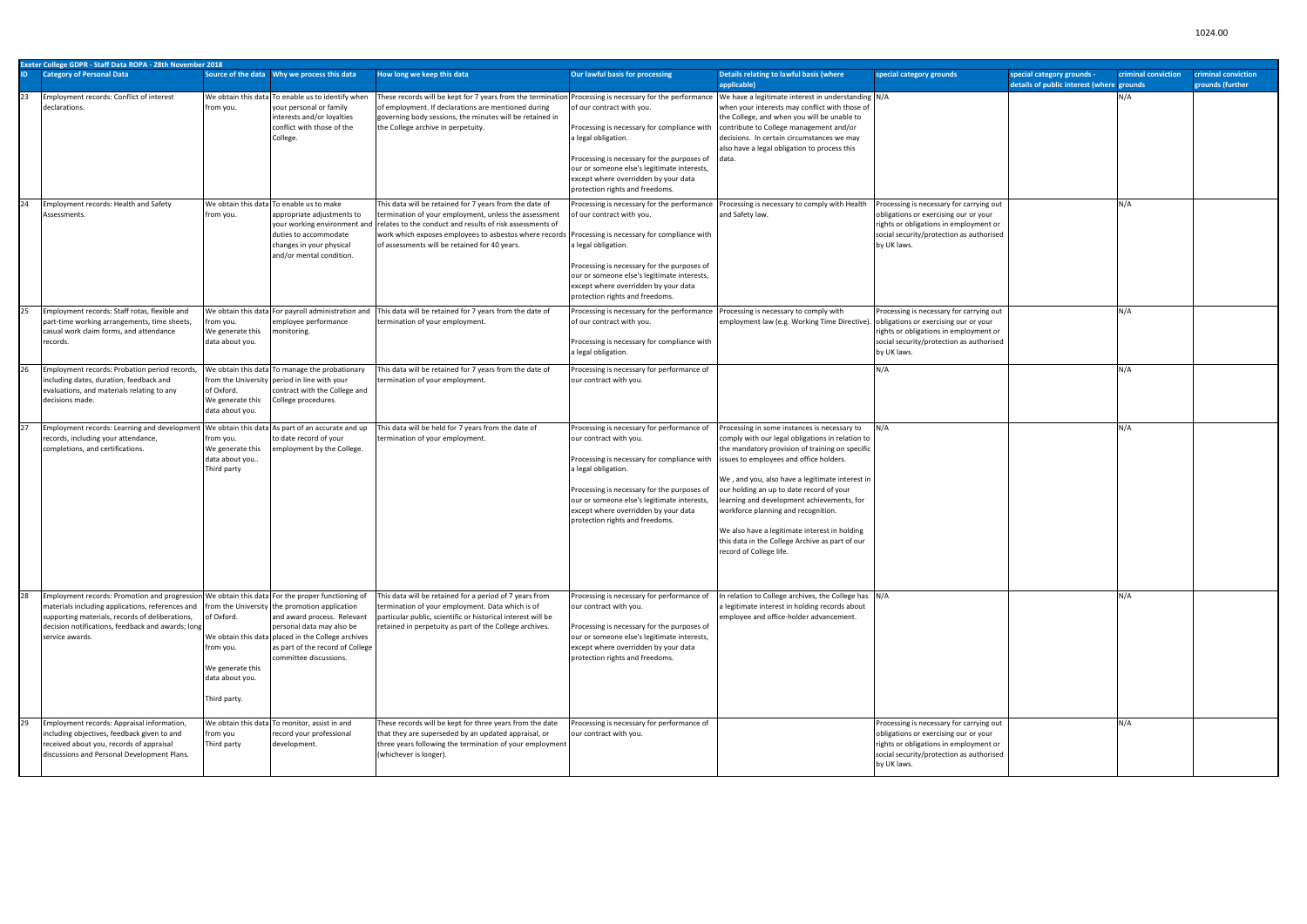**Exeter College GDPR - Staff Data ROPA - 28th November 2018**

| ID | Category of Personal Data | Source of the data | Why we process this data | How long we keep this data | Our lawful basis for processing | Details relating to lawful basis (where applicable) | special category grounds | special category grounds - details of public interest (where | criminal conviction grounds | criminal conviction grounds (further |
|---|---|---|---|---|---|---|---|---|---|---|
| 23 | Employment records: Conflict of interest declarations. | We obtain this data from you. | To enable us to identify when your personal or family interests and/or loyalties conflict with those of the College. | These records will be kept for 7 years from the termination of employment. If declarations are mentioned during governing body sessions, the minutes will be retained in the College archive in perpetuity. | Processing is necessary for the performance of our contract with you.<br><br>Processing is necessary for compliance with a legal obligation.<br><br>Processing is necessary for the purposes of our or someone else's legitimate interests, except where overridden by your data protection rights and freedoms. | We have a legitimate interest in understanding when your interests may conflict with those of the College, and when you will be unable to contribute to College management and/or decisions. In certain circumstances we may also have a legal obligation to process this data. | N/A | | N/A | |
| 24 | Employment records: Health and Safety Assessments. | We obtain this data from you. | To enable us to make appropriate adjustments to your working environment and duties to accommodate changes in your physical and/or mental condition. | This data will be retained for 7 years from the date of termination of your employment, unless the assessment relates to the conduct and results of risk assessments of work which exposes employees to asbestos where records of assessments will be retained for 40 years. | Processing is necessary for the performance of our contract with you.<br><br>Processing is necessary for compliance with a legal obligation.<br><br>Processing is necessary for the purposes of our or someone else's legitimate interests, except where overridden by your data protection rights and freedoms. | Processing is necessary to comply with Health and Safety law. | Processing is necessary for carrying out obligations or exercising our or your rights or obligations in employment or social security/protection as authorised by UK laws. | | N/A | |
| 25 | Employment records: Staff rotas, flexible and part-time working arrangements, time sheets, casual work claim forms, and attendance records. | We obtain this data from you.<br>We generate this data about you. | For payroll administration and employee performance monitoring. | This data will be retained for 7 years from the date of termination of your employment. | Processing is necessary for the performance of our contract with you.<br><br>Processing is necessary for compliance with a legal obligation. | Processing is necessary to comply with employment law (e.g. Working Time Directive). | Processing is necessary for carrying out obligations or exercising our or your rights or obligations in employment or social security/protection as authorised by UK laws. | | N/A | |
| 26 | Employment records: Probation period records, including dates, duration, feedback and evaluations, and materials relating to any decisions made. | We obtain this data from the University of Oxford.<br>We generate this data about you. | To manage the probationary period in line with your contract with the College and College procedures. | This data will be retained for 7 years from the date of termination of your employment. | Processing is necessary for performance of our contract with you. | | N/A | | N/A | |
| 27 | Employment records: Learning and development records, including your attendance, completions, and certifications. | We obtain this data from you.<br>We generate this data about you..<br>Third party | As part of an accurate and up to date record of your employment by the College. | This data will be held for 7 years from the date of termination of your employment. | Processing is necessary for performance of our contract with you.<br><br>Processing is necessary for compliance with a legal obligation.<br><br>Processing is necessary for the purposes of our or someone else's legitimate interests, except where overridden by your data protection rights and freedoms. | Processing in some instances is necessary to comply with our legal obligations in relation to the mandatory provision of training on specific issues to employees and office holders.<br><br>We , and you, also have a legitimate interest in our holding an up to date record of your learning and development achievements, for workforce planning and recognition.<br><br>We also have a legitimate interest in holding this data in the College Archive as part of our record of College life. | N/A | | N/A | |
| 28 | Employment records: Promotion and progression materials including applications, references and supporting materials, records of deliberations, decision notifications, feedback and awards; long service awards. | We obtain this data from the University of Oxford.<br><br>We obtain this data from you.<br><br>We generate this data about you.<br><br>Third party. | For the proper functioning of the promotion application and award process. Relevant personal data may also be placed in the College archives as part of the record of College committee discussions. | This data will be retained for a period of 7 years from termination of your employment. Data which is of particular public, scientific or historical interest will be retained in perpetuity as part of the College archives. | Processing is necessary for performance of our contract with you.<br><br>Processing is necessary for the purposes of our or someone else's legitimate interests, except where overridden by your data protection rights and freedoms. | In relation to College archives, the College has a legitimate interest in holding records about employee and office-holder advancement. | N/A | | N/A | |
| 29 | Employment records: Appraisal information, including objectives, feedback given to and received about you, records of appraisal discussions and Personal Development Plans. | We obtain this data from you<br>Third party | To monitor, assist in and record your professional development. | These records will be kept for three years from the date that they are superseded by an updated appraisal, or three years following the termination of your employment (whichever is longer). | Processing is necessary for performance of our contract with you. | | Processing is necessary for carrying out obligations or exercising our or your rights or obligations in employment or social security/protection as authorised by UK laws. | | N/A | |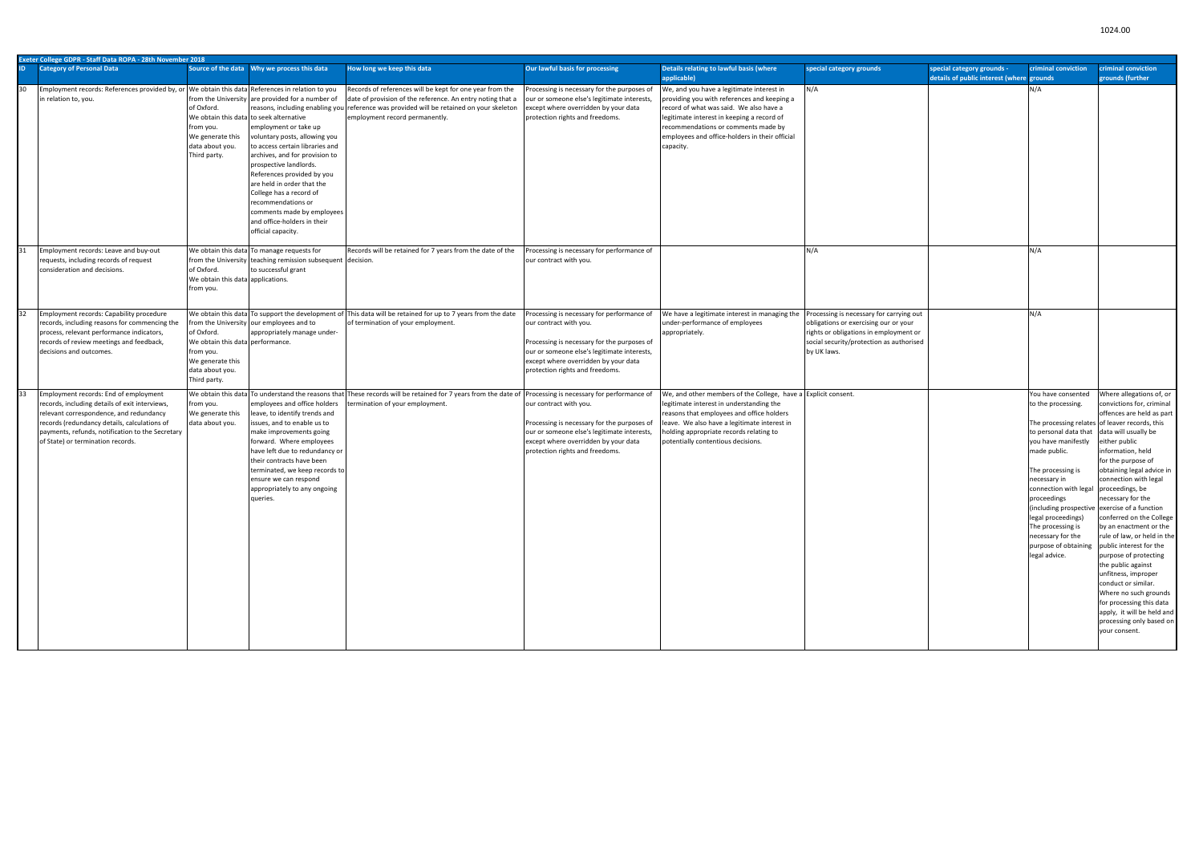1024.00

Exeter College GDPR - Staff Data ROPA - 28th November 2018

| ID | Category of Personal Data | Source of the data | Why we process this data | How long we keep this data | Our lawful basis for processing | Details relating to lawful basis (where applicable) | special category grounds | special category grounds - details of public interest (where | criminal conviction grounds | criminal conviction grounds (further |
|---|---|---|---|---|---|---|---|---|---|---|
| 30 | Employment records: References provided by, or in relation to, you. | We obtain this data from the University of Oxford. We obtain this data from you. We generate this data about you. Third party. | References in relation to you are provided for a number of reasons, including enabling you to seek alternative employment or take up voluntary posts, allowing you to access certain libraries and archives, and for provision to prospective landlords. References provided by you are held in order that the College has a record of recommendations or comments made by employees and office-holders in their official capacity. | Records of references will be kept for one year from the date of provision of the reference. An entry noting that a reference was provided will be retained on your skeleton employment record permanently. | Processing is necessary for the purposes of our or someone else's legitimate interests, except where overridden by your data protection rights and freedoms. | We, and you have a legitimate interest in providing you with references and keeping a record of what was said. We also have a legitimate interest in keeping a record of recommendations or comments made by employees and office-holders in their official capacity. | N/A | | N/A | |
| 31 | Employment records: Leave and buy-out requests, including records of request consideration and decisions. | We obtain this data from the University of Oxford. We obtain this data from you. | To manage requests for teaching remission subsequent to successful grant applications. | Records will be retained for 7 years from the date of the decision. | Processing is necessary for performance of our contract with you. | | N/A | | N/A | |
| 32 | Employment records: Capability procedure records, including reasons for commencing the process, relevant performance indicators, records of review meetings and feedback, decisions and outcomes. | We obtain this data from the University of Oxford. We obtain this data from you. We generate this data about you. Third party. | To support the development of our employees and to appropriately manage under-performance. | This data will be retained for up to 7 years from the date of termination of your employment. | Processing is necessary for performance of our contract with you.<br><br>Processing is necessary for the purposes of our or someone else's legitimate interests, except where overridden by your data protection rights and freedoms. | We have a legitimate interest in managing the under-performance of employees appropriately. | Processing is necessary for carrying out obligations or exercising our or your rights or obligations in employment or social security/protection as authorised by UK laws. | | N/A | |
| 33 | Employment records: End of employment records, including details of exit interviews, relevant correspondence, and redundancy records (redundancy details, calculations of payments, refunds, notification to the Secretary of State) or termination records. | We obtain this data from you. We generate this data about you. | To understand the reasons that employees and office holders leave, to identify trends and issues, and to enable us to make improvements going forward. Where employees have left due to redundancy or their contracts have been terminated, we keep records to ensure we can respond appropriately to any ongoing queries. | These records will be retained for 7 years from the date of termination of your employment. | Processing is necessary for performance of our contract with you.<br><br>Processing is necessary for the purposes of our or someone else's legitimate interests, except where overridden by your data protection rights and freedoms. | We, and other members of the College, have a legitimate interest in understanding the reasons that employees and office holders leave. We also have a legitimate interest in holding appropriate records relating to potentially contentious decisions. | Explicit consent. | | You have consented to the processing.<br><br>The processing relates to personal data that you have manifestly made public.<br><br>The processing is necessary in connection with legal proceedings (including prospective legal proceedings) The processing is necessary for the purpose of obtaining legal advice. | Where allegations of, or convictions for, criminal offences are held as part of leaver records, this data will usually be either public information, held for the purpose of obtaining legal advice in connection with legal proceedings, be necessary for the exercise of a function conferred on the College by an enactment or the rule of law, or held in the public interest for the purpose of protecting the public against unfitness, improper conduct or similar. Where no such grounds for processing this data apply, it will be held and processing only based on your consent. |